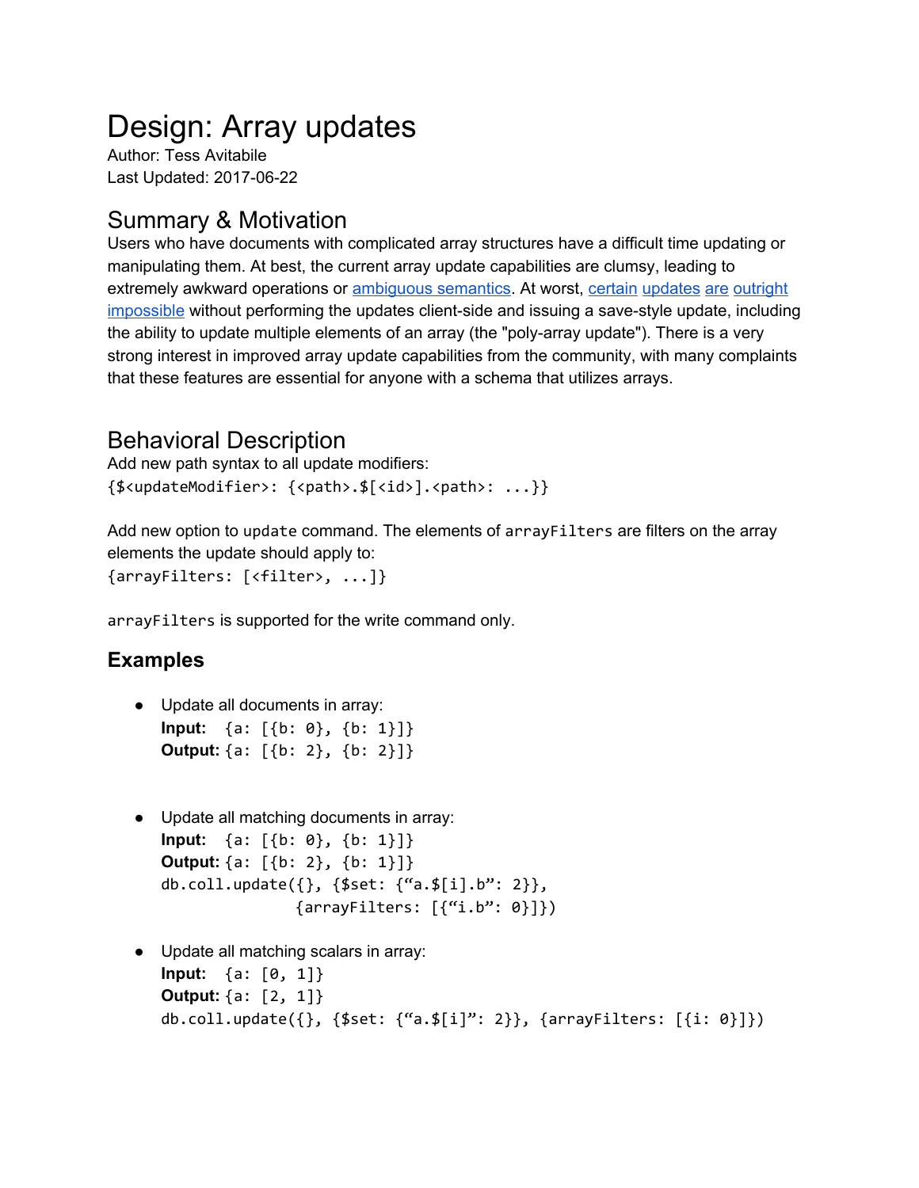# Design: Array updates

Author: Tess Avitabile
Last Updated: 2017-06-22

## Summary & Motivation

Users who have documents with complicated array structures have a difficult time updating or manipulating them. At best, the current array update capabilities are clumsy, leading to extremely awkward operations or ambiguous semantics. At worst, certain updates are outright impossible without performing the updates client-side and issuing a save-style update, including the ability to update multiple elements of an array (the "poly-array update"). There is a very strong interest in improved array update capabilities from the community, with many complaints that these features are essential for anyone with a schema that utilizes arrays.

## Behavioral Description

Add new path syntax to all update modifiers:

```
{$<updateModifier>: {<path>.$[<id>].<path>: ...}}
```

Add new option to `update` command. The elements of `arrayFilters` are filters on the array elements the update should apply to:

```
{arrayFilters: [<filter>, ...]}
```

`arrayFilters` is supported for the write command only.

### Examples

- Update all documents in array:
  **Input:** `{a: [{b: 0}, {b: 1}]}`
  **Output:** `{a: [{b: 2}, {b: 2}]}`

- Update all matching documents in array:
  **Input:** `{a: [{b: 0}, {b: 1}]}`
  **Output:** `{a: [{b: 2}, {b: 1}]}`
  ```
  db.coll.update({}, {$set: {“a.$[i].b”: 2}},
                 {arrayFilters: [{“i.b”: 0}]})
  ```

- Update all matching scalars in array:
  **Input:** `{a: [0, 1]}`
  **Output:** `{a: [2, 1]}`
  ```
  db.coll.update({}, {$set: {“a.$[i]”: 2}}, {arrayFilters: [{i: 0}]})
  ```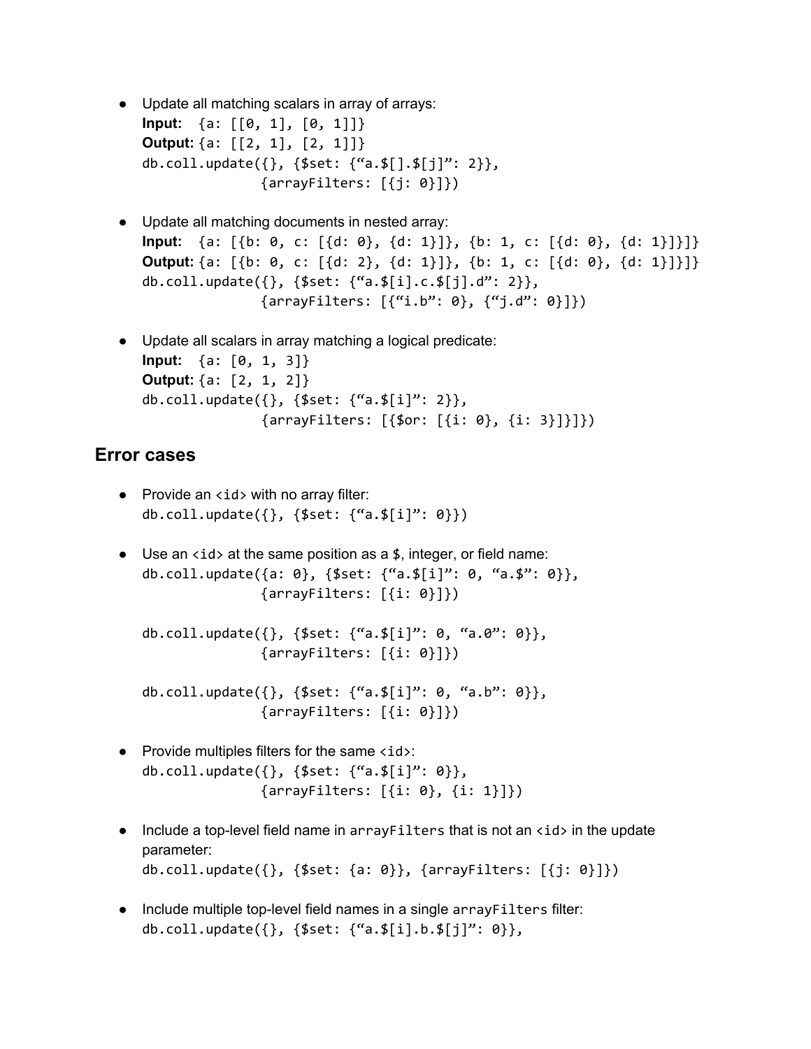- Update all matching scalars in array of arrays:
  **Input:** `{a: [[0, 1], [0, 1]]}`
  **Output:** `{a: [[2, 1], [2, 1]]}`
  ```
  db.coll.update({}, {$set: {"a.$[].$[j]": 2}},
                 {arrayFilters: [{j: 0}]})
  ```

- Update all matching documents in nested array:
  **Input:** `{a: [{b: 0, c: [{d: 0}, {d: 1}]}, {b: 1, c: [{d: 0}, {d: 1}]}]}`
  **Output:** `{a: [{b: 0, c: [{d: 2}, {d: 1}]}, {b: 1, c: [{d: 0}, {d: 1}]}]}`
  ```
  db.coll.update({}, {$set: {"a.$[i].c.$[j].d": 2}},
                 {arrayFilters: [{"i.b": 0}, {"j.d": 0}]})
  ```

- Update all scalars in array matching a logical predicate:
  **Input:** `{a: [0, 1, 3]}`
  **Output:** `{a: [2, 1, 2]}`
  ```
  db.coll.update({}, {$set: {"a.$[i]": 2}},
                 {arrayFilters: [{$or: [{i: 0}, {i: 3}]}]})
  ```

## Error cases

- Provide an `<id>` with no array filter:
  ```
  db.coll.update({}, {$set: {"a.$[i]": 0}})
  ```

- Use an `<id>` at the same position as a `$`, integer, or field name:
  ```
  db.coll.update({a: 0}, {$set: {"a.$[i]": 0, "a.$": 0}},
                 {arrayFilters: [{i: 0}]})

  db.coll.update({}, {$set: {"a.$[i]": 0, "a.0": 0}},
                 {arrayFilters: [{i: 0}]})

  db.coll.update({}, {$set: {"a.$[i]": 0, "a.b": 0}},
                 {arrayFilters: [{i: 0}]})
  ```

- Provide multiples filters for the same `<id>`:
  ```
  db.coll.update({}, {$set: {"a.$[i]": 0}},
                 {arrayFilters: [{i: 0}, {i: 1}]})
  ```

- Include a top-level field name in `arrayFilters` that is not an `<id>` in the update parameter:
  ```
  db.coll.update({}, {$set: {a: 0}}, {arrayFilters: [{j: 0}]})
  ```

- Include multiple top-level field names in a single `arrayFilters` filter:
  ```
  db.coll.update({}, {$set: {"a.$[i].b.$[j]": 0}},
  ```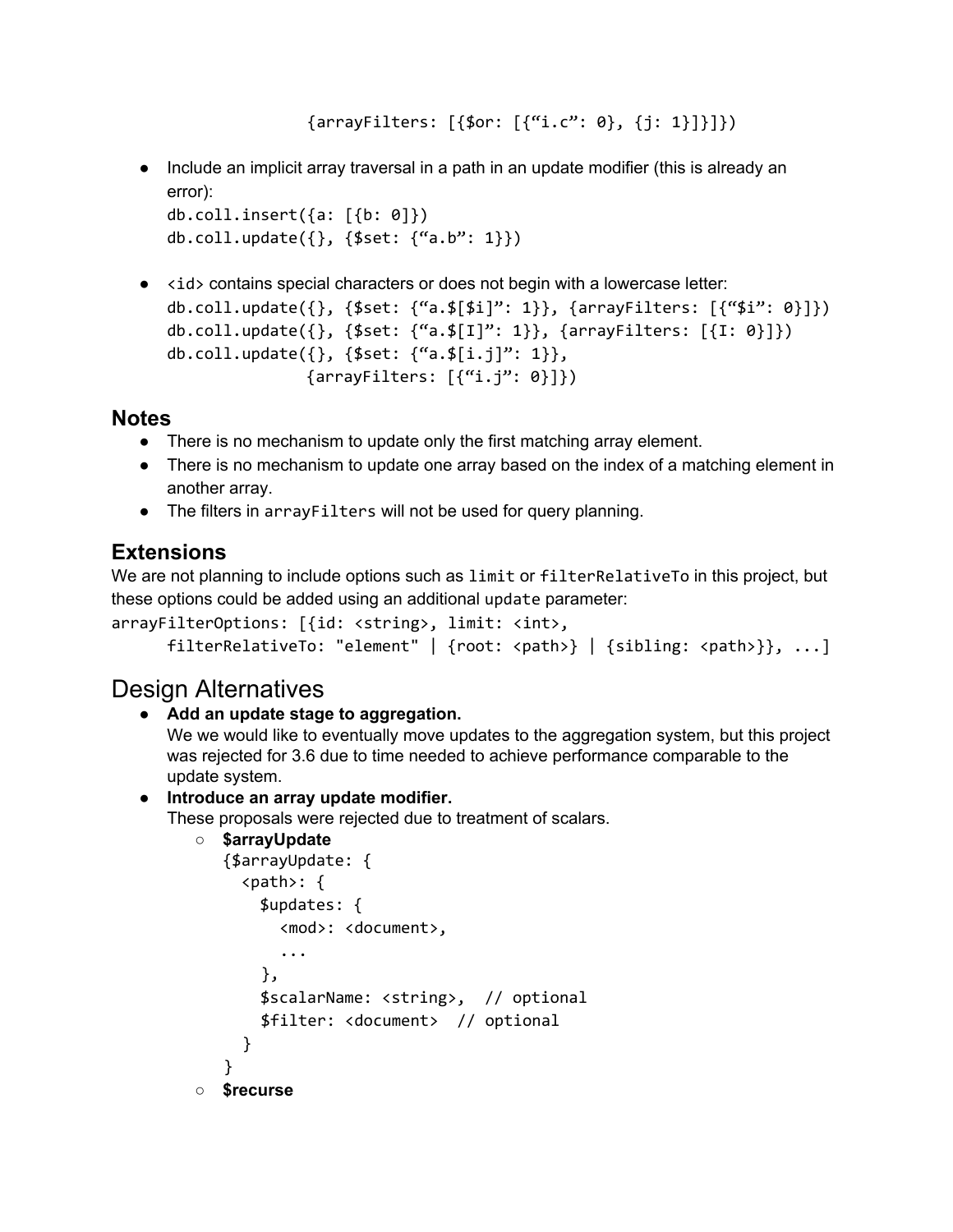```
{arrayFilters: [{$or: [{“i.c”: 0}, {j: 1}]}]})
```

- Include an implicit array traversal in a path in an update modifier (this is already an error):

```
db.coll.insert({a: [{b: 0]})
db.coll.update({}, {$set: {“a.b”: 1}})
```

- `<id>` contains special characters or does not begin with a lowercase letter:

```
db.coll.update({}, {$set: {“a.$[$i]”: 1}}, {arrayFilters: [{“$i”: 0}]})
db.coll.update({}, {$set: {“a.$[I]”: 1}}, {arrayFilters: [{I: 0}]})
db.coll.update({}, {$set: {“a.$[i.j]”: 1}},
               {arrayFilters: [{“i.j”: 0}]})
```

## Notes

- There is no mechanism to update only the first matching array element.
- There is no mechanism to update one array based on the index of a matching element in another array.
- The filters in `arrayFilters` will not be used for query planning.

## Extensions

We are not planning to include options such as `limit` or `filterRelativeTo` in this project, but these options could be added using an additional `update` parameter:

```
arrayFilterOptions: [{id: <string>, limit: <int>,
      filterRelativeTo: "element" | {root: <path>} | {sibling: <path>}}, ...]
```

# Design Alternatives

- **Add an update stage to aggregation.**
  We we would like to eventually move updates to the aggregation system, but this project was rejected for 3.6 due to time needed to achieve performance comparable to the update system.
- **Introduce an array update modifier.**
  These proposals were rejected due to treatment of scalars.
    - **$arrayUpdate**

```
{$arrayUpdate: {
  <path>: {
    $updates: {
      <mod>: <document>,
      ...
    },
    $scalarName: <string>,  // optional
    $filter: <document>  // optional
  }
}
```

    - **$recurse**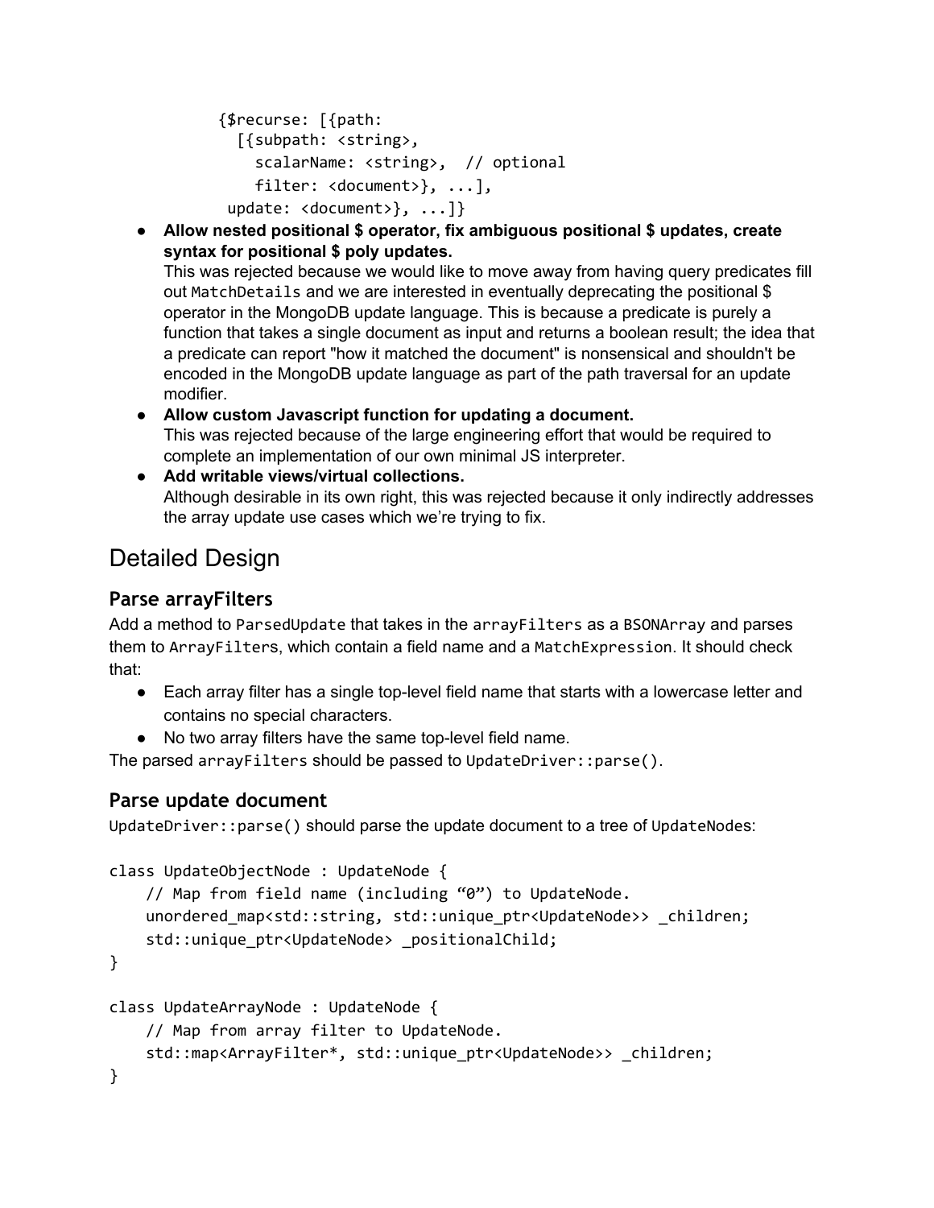```
{$recurse: [{path:
  [{subpath: <string>,
    scalarName: <string>,  // optional
    filter: <document>}, ...],
 update: <document>}, ...]}
```

- **Allow nested positional $ operator, fix ambiguous positional $ updates, create syntax for positional $ poly updates.**
  This was rejected because we would like to move away from having query predicates fill out `MatchDetails` and we are interested in eventually deprecating the positional $ operator in the MongoDB update language. This is because a predicate is purely a function that takes a single document as input and returns a boolean result; the idea that a predicate can report "how it matched the document" is nonsensical and shouldn't be encoded in the MongoDB update language as part of the path traversal for an update modifier.
- **Allow custom Javascript function for updating a document.**
  This was rejected because of the large engineering effort that would be required to complete an implementation of our own minimal JS interpreter.
- **Add writable views/virtual collections.**
  Although desirable in its own right, this was rejected because it only indirectly addresses the array update use cases which we're trying to fix.

# Detailed Design

## Parse arrayFilters

Add a method to `ParsedUpdate` that takes in the `arrayFilters` as a `BSONArray` and parses them to `ArrayFilter`s, which contain a field name and a `MatchExpression`. It should check that:

- Each array filter has a single top-level field name that starts with a lowercase letter and contains no special characters.
- No two array filters have the same top-level field name.

The parsed `arrayFilters` should be passed to `UpdateDriver::parse()`.

## Parse update document

`UpdateDriver::parse()` should parse the update document to a tree of `UpdateNode`s:

```
class UpdateObjectNode : UpdateNode {
    // Map from field name (including “0”) to UpdateNode.
    unordered_map<std::string, std::unique_ptr<UpdateNode>> _children;
    std::unique_ptr<UpdateNode> _positionalChild;
}

class UpdateArrayNode : UpdateNode {
    // Map from array filter to UpdateNode.
    std::map<ArrayFilter*, std::unique_ptr<UpdateNode>> _children;
}
```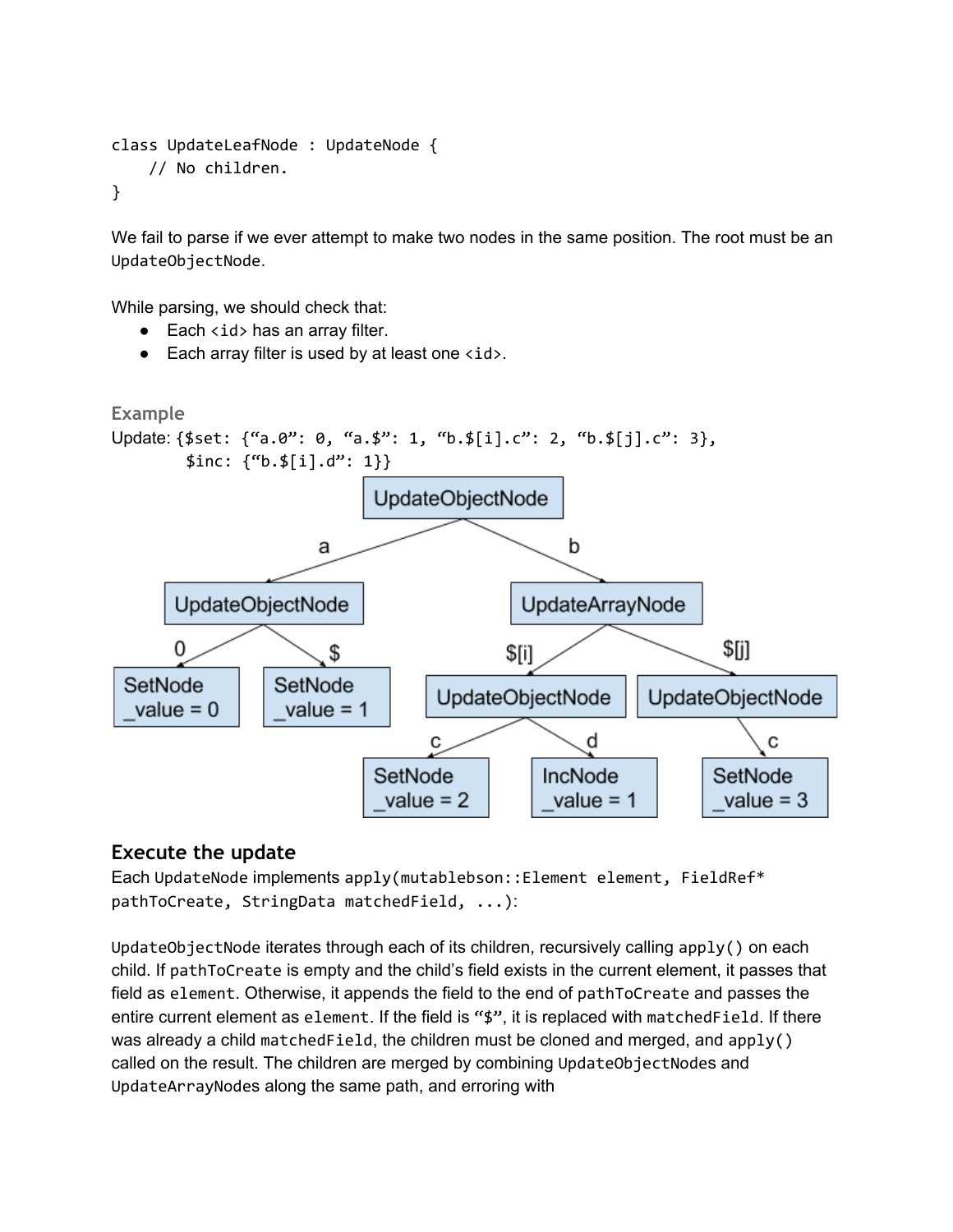```
class UpdateLeafNode : UpdateNode {
    // No children.
}
```

We fail to parse if we ever attempt to make two nodes in the same position. The root must be an `UpdateObjectNode`.

While parsing, we should check that:

- Each `<id>` has an array filter.
- Each array filter is used by at least one `<id>`.

### Example

Update: `{$set: {“a.0”: 0, “a.$”: 1, “b.$[i].c”: 2, “b.$[j].c”: 3},`
`        $inc: {“b.$[i].d”: 1}}`

```
UpdateObjectNode
├── a: UpdateObjectNode
│   ├── 0: SetNode _value = 0
│   └── $: SetNode _value = 1
└── b: UpdateArrayNode
    ├── $[i]: UpdateObjectNode
    │   ├── c: SetNode _value = 2
    │   └── d: IncNode _value = 1
    └── $[j]: UpdateObjectNode
        └── c: SetNode _value = 3
```

## Execute the update

Each `UpdateNode` implements `apply(mutablebson::Element element, FieldRef* pathToCreate, StringData matchedField, ...)`:

`UpdateObjectNode` iterates through each of its children, recursively calling `apply()` on each child. If `pathToCreate` is empty and the child’s field exists in the current element, it passes that field as `element`. Otherwise, it appends the field to the end of `pathToCreate` and passes the entire current element as `element`. If the field is “$”, it is replaced with `matchedField`. If there was already a child `matchedField`, the children must be cloned and merged, and `apply()` called on the result. The children are merged by combining `UpdateObjectNodes` and `UpdateArrayNodes` along the same path, and erroring with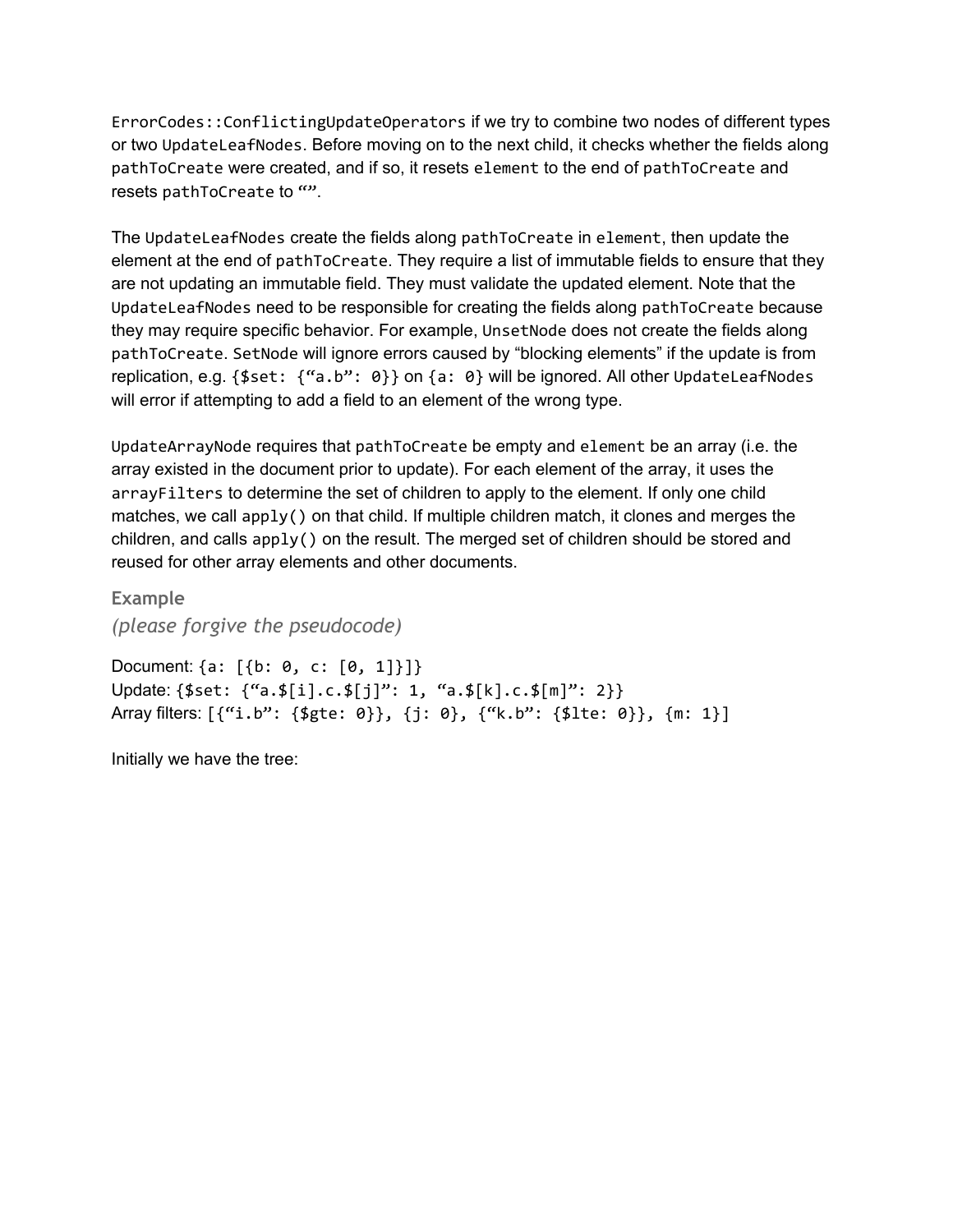`ErrorCodes::ConflictingUpdateOperators` if we try to combine two nodes of different types or two `UpdateLeafNodes`. Before moving on to the next child, it checks whether the fields along `pathToCreate` were created, and if so, it resets `element` to the end of `pathToCreate` and resets `pathToCreate` to “”.

The `UpdateLeafNodes` create the fields along `pathToCreate` in `element`, then update the element at the end of `pathToCreate`. They require a list of immutable fields to ensure that they are not updating an immutable field. They must validate the updated element. Note that the `UpdateLeafNodes` need to be responsible for creating the fields along `pathToCreate` because they may require specific behavior. For example, `UnsetNode` does not create the fields along `pathToCreate`. `SetNode` will ignore errors caused by “blocking elements” if the update is from replication, e.g. `{$set: {“a.b”: 0}}` on `{a: 0}` will be ignored. All other `UpdateLeafNodes` will error if attempting to add a field to an element of the wrong type.

`UpdateArrayNode` requires that `pathToCreate` be empty and `element` be an array (i.e. the array existed in the document prior to update). For each element of the array, it uses the `arrayFilters` to determine the set of children to apply to the element. If only one child matches, we call `apply()` on that child. If multiple children match, it clones and merges the children, and calls `apply()` on the result. The merged set of children should be stored and reused for other array elements and other documents.

### Example

*(please forgive the pseudocode)*

Document: `{a: [{b: 0, c: [0, 1]}]}`
Update: `{$set: {“a.$[i].c.$[j]”: 1, “a.$[k].c.$[m]”: 2}}`
Array filters: `[{“i.b”: {$gte: 0}}, {j: 0}, {“k.b”: {$lte: 0}}, {m: 1}]`

Initially we have the tree: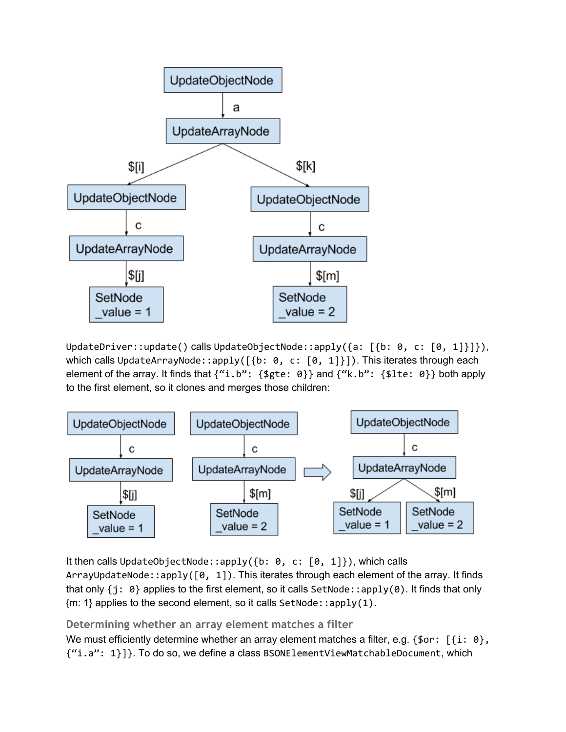UpdateDriver::update() calls UpdateObjectNode::apply({a: [{b: 0, c: [0, 1]}]}), which calls UpdateArrayNode::apply([{b: 0, c: [0, 1]}]). This iterates through each element of the array. It finds that {"i.b": {$gte: 0}} and {"k.b": {$lte: 0}} both apply to the first element, so it clones and merges those children:

It then calls UpdateObjectNode::apply({b: 0, c: [0, 1]}), which calls ArrayUpdateNode::apply([0, 1]). This iterates through each element of the array. It finds that only {j: 0} applies to the first element, so it calls SetNode::apply(0). It finds that only {m: 1} applies to the second element, so it calls SetNode::apply(1).

### Determining whether an array element matches a filter

We must efficiently determine whether an array element matches a filter, e.g. {$or: [{i: 0}, {"i.a": 1}]}. To do so, we define a class BSONElementViewMatchableDocument, which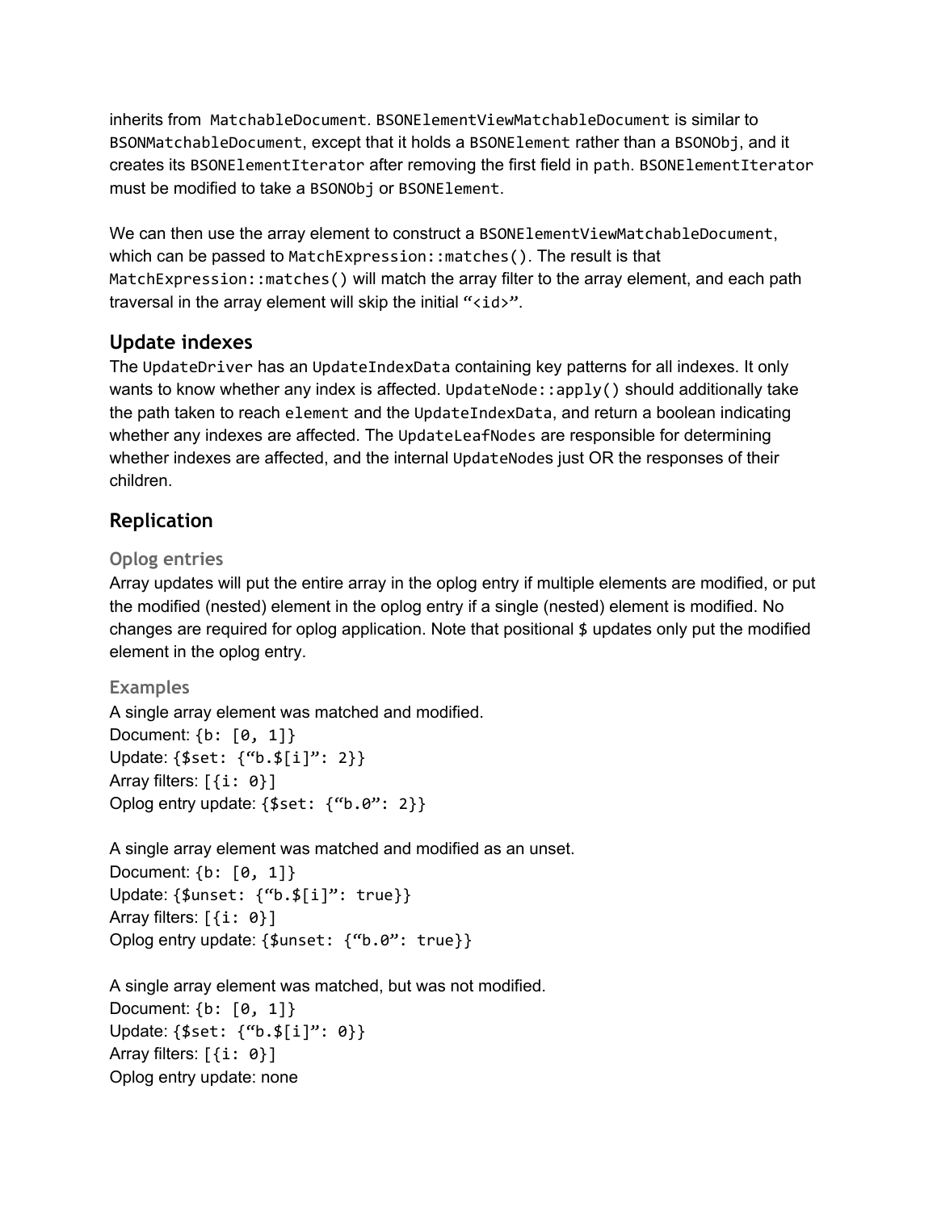inherits from `MatchableDocument`. `BSONElementViewMatchableDocument` is similar to `BSONMatchableDocument`, except that it holds a `BSONElement` rather than a `BSONObj`, and it creates its `BSONElementIterator` after removing the first field in `path`. `BSONElementIterator` must be modified to take a `BSONObj` or `BSONElement`.

We can then use the array element to construct a `BSONElementViewMatchableDocument`, which can be passed to `MatchExpression::matches()`. The result is that `MatchExpression::matches()` will match the array filter to the array element, and each path traversal in the array element will skip the initial "`<id>`".

## Update indexes

The `UpdateDriver` has an `UpdateIndexData` containing key patterns for all indexes. It only wants to know whether any index is affected. `UpdateNode::apply()` should additionally take the path taken to reach `element` and the `UpdateIndexData`, and return a boolean indicating whether any indexes are affected. The `UpdateLeafNodes` are responsible for determining whether indexes are affected, and the internal `UpdateNodes` just OR the responses of their children.

## Replication

### Oplog entries

Array updates will put the entire array in the oplog entry if multiple elements are modified, or put the modified (nested) element in the oplog entry if a single (nested) element is modified. No changes are required for oplog application. Note that positional $ updates only put the modified element in the oplog entry.

### Examples

A single array element was matched and modified.
Document: `{b: [0, 1]}`
Update: `{$set: {"b.$[i]": 2}}`
Array filters: `[{i: 0}]`
Oplog entry update: `{$set: {"b.0": 2}}`

A single array element was matched and modified as an unset.
Document: `{b: [0, 1]}`
Update: `{$unset: {"b.$[i]": true}}`
Array filters: `[{i: 0}]`
Oplog entry update: `{$unset: {"b.0": true}}`

A single array element was matched, but was not modified.
Document: `{b: [0, 1]}`
Update: `{$set: {"b.$[i]": 0}}`
Array filters: `[{i: 0}]`
Oplog entry update: none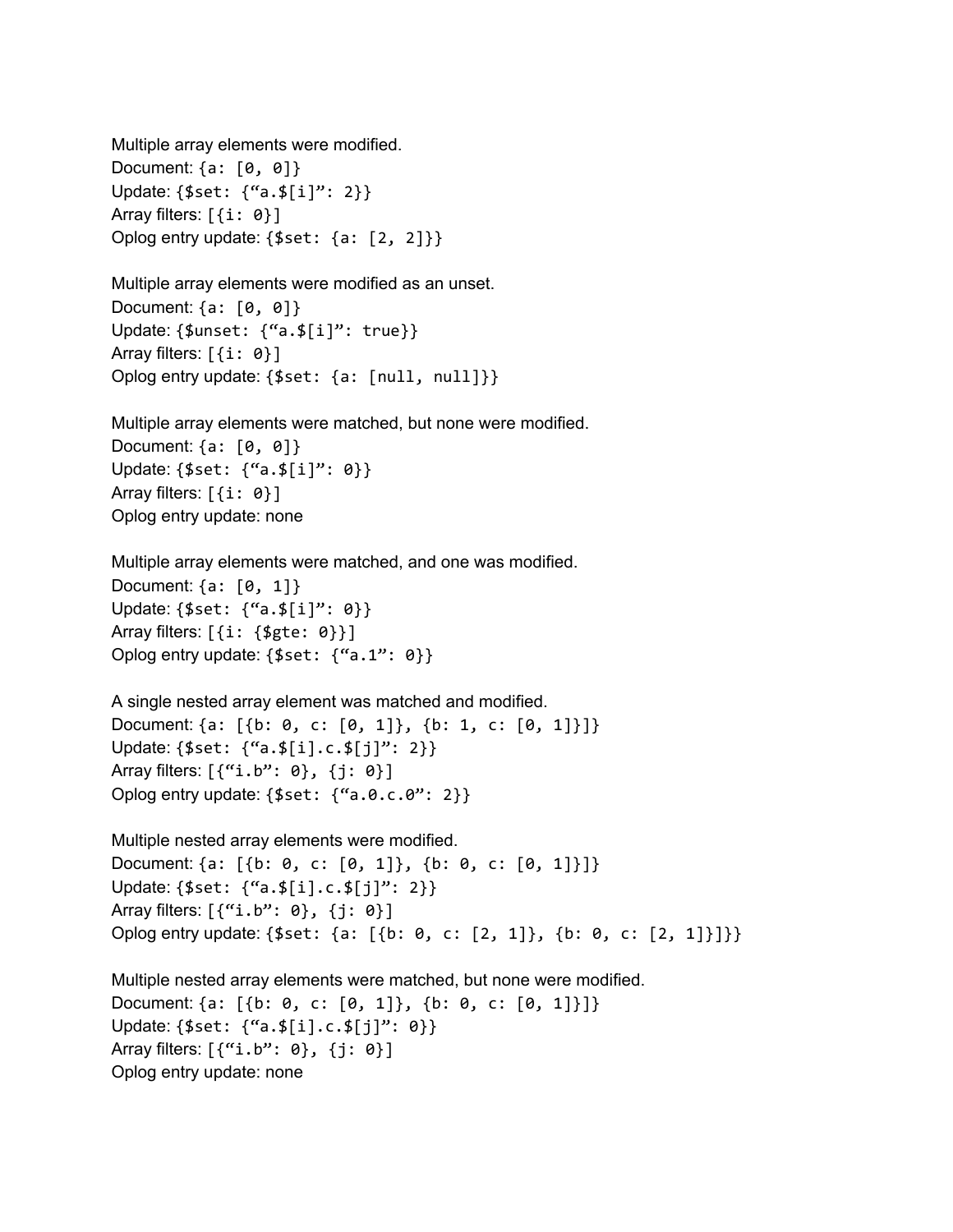Multiple array elements were modified.
Document: `{a: [0, 0]}`
Update: `{$set: {“a.$[i]”: 2}}`
Array filters: `[{i: 0}]`
Oplog entry update: `{$set: {a: [2, 2]}}`

Multiple array elements were modified as an unset.
Document: `{a: [0, 0]}`
Update: `{$unset: {“a.$[i]”: true}}`
Array filters: `[{i: 0}]`
Oplog entry update: `{$set: {a: [null, null]}}`

Multiple array elements were matched, but none were modified.
Document: `{a: [0, 0]}`
Update: `{$set: {“a.$[i]”: 0}}`
Array filters: `[{i: 0}]`
Oplog entry update: none

Multiple array elements were matched, and one was modified.
Document: `{a: [0, 1]}`
Update: `{$set: {“a.$[i]”: 0}}`
Array filters: `[{i: {$gte: 0}}]`
Oplog entry update: `{$set: {“a.1”: 0}}`

A single nested array element was matched and modified.
Document: `{a: [{b: 0, c: [0, 1]}, {b: 1, c: [0, 1]}]}`
Update: `{$set: {“a.$[i].c.$[j]”: 2}}`
Array filters: `[{“i.b”: 0}, {j: 0}]`
Oplog entry update: `{$set: {“a.0.c.0”: 2}}`

Multiple nested array elements were modified.
Document: `{a: [{b: 0, c: [0, 1]}, {b: 0, c: [0, 1]}]}`
Update: `{$set: {“a.$[i].c.$[j]”: 2}}`
Array filters: `[{“i.b”: 0}, {j: 0}]`
Oplog entry update: `{$set: {a: [{b: 0, c: [2, 1]}, {b: 0, c: [2, 1]}]}}`

Multiple nested array elements were matched, but none were modified.
Document: `{a: [{b: 0, c: [0, 1]}, {b: 0, c: [0, 1]}]}`
Update: `{$set: {“a.$[i].c.$[j]”: 0}}`
Array filters: `[{“i.b”: 0}, {j: 0}]`
Oplog entry update: none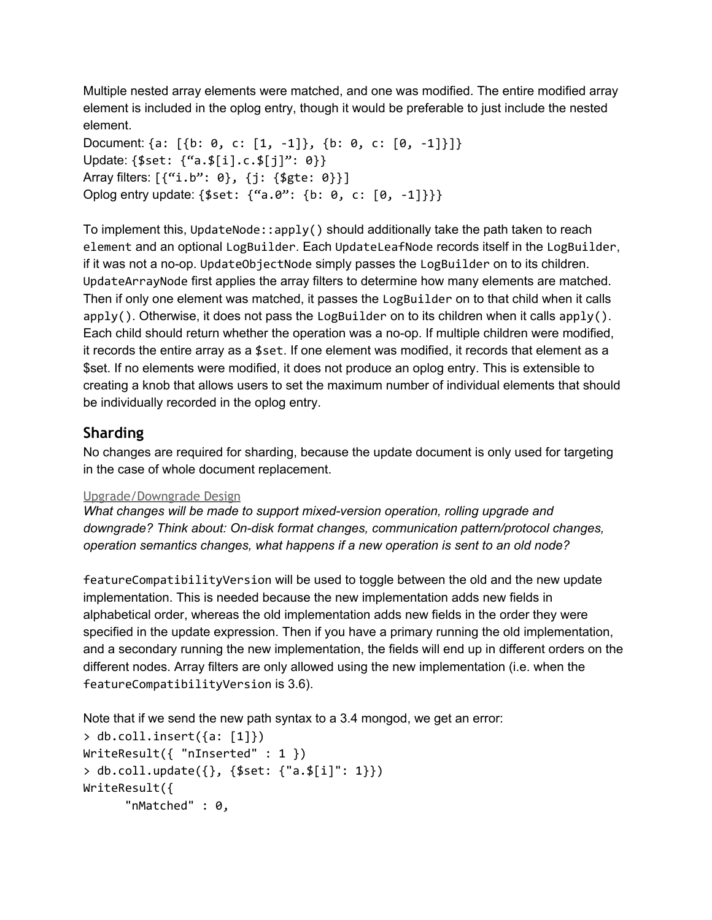Multiple nested array elements were matched, and one was modified. The entire modified array element is included in the oplog entry, though it would be preferable to just include the nested element.

Document: `{a: [{b: 0, c: [1, -1]}, {b: 0, c: [0, -1]}]}`
Update: `{$set: {"a.$[i].c.$[j]": 0}}`
Array filters: `[{"i.b": 0}, {j: {$gte: 0}}]`
Oplog entry update: `{$set: {"a.0": {b: 0, c: [0, -1]}}}`

To implement this, `UpdateNode::apply()` should additionally take the path taken to reach `element` and an optional `LogBuilder`. Each `UpdateLeafNode` records itself in the `LogBuilder`, if it was not a no-op. `UpdateObjectNode` simply passes the `LogBuilder` on to its children. `UpdateArrayNode` first applies the array filters to determine how many elements are matched. Then if only one element was matched, it passes the `LogBuilder` on to that child when it calls `apply()`. Otherwise, it does not pass the `LogBuilder` on to its children when it calls `apply()`. Each child should return whether the operation was a no-op. If multiple children were modified, it records the entire array as a `$set`. If one element was modified, it records that element as a $set. If no elements were modified, it does not produce an oplog entry. This is extensible to creating a knob that allows users to set the maximum number of individual elements that should be individually recorded in the oplog entry.

## Sharding

No changes are required for sharding, because the update document is only used for targeting in the case of whole document replacement.

### Upgrade/Downgrade Design

*What changes will be made to support mixed-version operation, rolling upgrade and downgrade? Think about: On-disk format changes, communication pattern/protocol changes, operation semantics changes, what happens if a new operation is sent to an old node?*

`featureCompatibilityVersion` will be used to toggle between the old and the new update implementation. This is needed because the new implementation adds new fields in alphabetical order, whereas the old implementation adds new fields in the order they were specified in the update expression. Then if you have a primary running the old implementation, and a secondary running the new implementation, the fields will end up in different orders on the different nodes. Array filters are only allowed using the new implementation (i.e. when the `featureCompatibilityVersion` is 3.6).

Note that if we send the new path syntax to a 3.4 mongod, we get an error:

```
> db.coll.insert({a: [1]})
WriteResult({ "nInserted" : 1 })
> db.coll.update({}, {$set: {"a.$[i]": 1}})
WriteResult({
      "nMatched" : 0,
```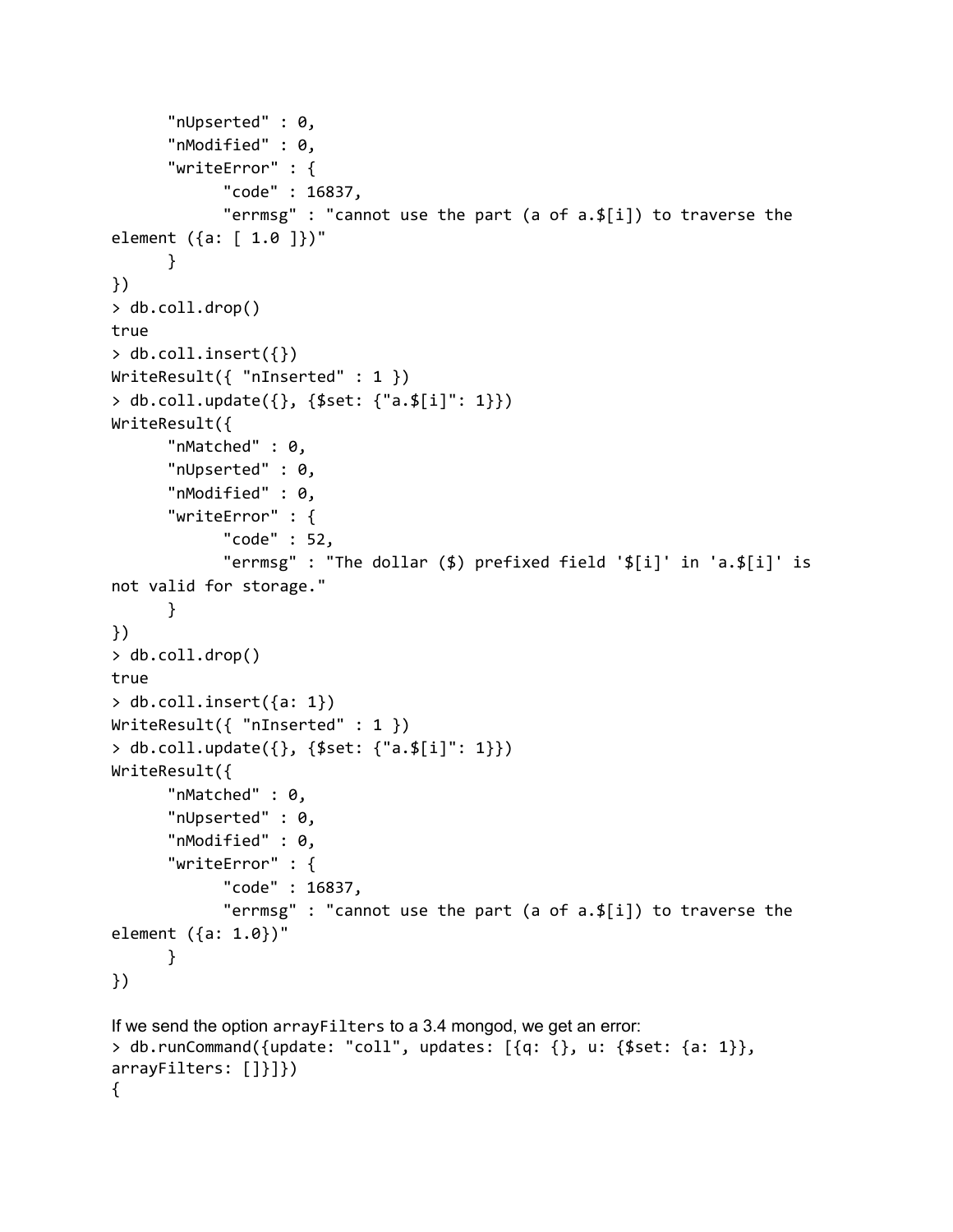```
      "nUpserted" : 0,
      "nModified" : 0,
      "writeError" : {
            "code" : 16837,
            "errmsg" : "cannot use the part (a of a.$[i]) to traverse the
element ({a: [ 1.0 ]})"
      }
})
> db.coll.drop()
true
> db.coll.insert({})
WriteResult({ "nInserted" : 1 })
> db.coll.update({}, {$set: {"a.$[i]": 1}})
WriteResult({
      "nMatched" : 0,
      "nUpserted" : 0,
      "nModified" : 0,
      "writeError" : {
            "code" : 52,
            "errmsg" : "The dollar ($) prefixed field '$[i]' in 'a.$[i]' is
not valid for storage."
      }
})
> db.coll.drop()
true
> db.coll.insert({a: 1})
WriteResult({ "nInserted" : 1 })
> db.coll.update({}, {$set: {"a.$[i]": 1}})
WriteResult({
      "nMatched" : 0,
      "nUpserted" : 0,
      "nModified" : 0,
      "writeError" : {
            "code" : 16837,
            "errmsg" : "cannot use the part (a of a.$[i]) to traverse the
element ({a: 1.0})"
      }
})
```

If we send the option `arrayFilters` to a 3.4 mongod, we get an error:

```
> db.runCommand({update: "coll", updates: [{q: {}, u: {$set: {a: 1}},
arrayFilters: []}]})
{
```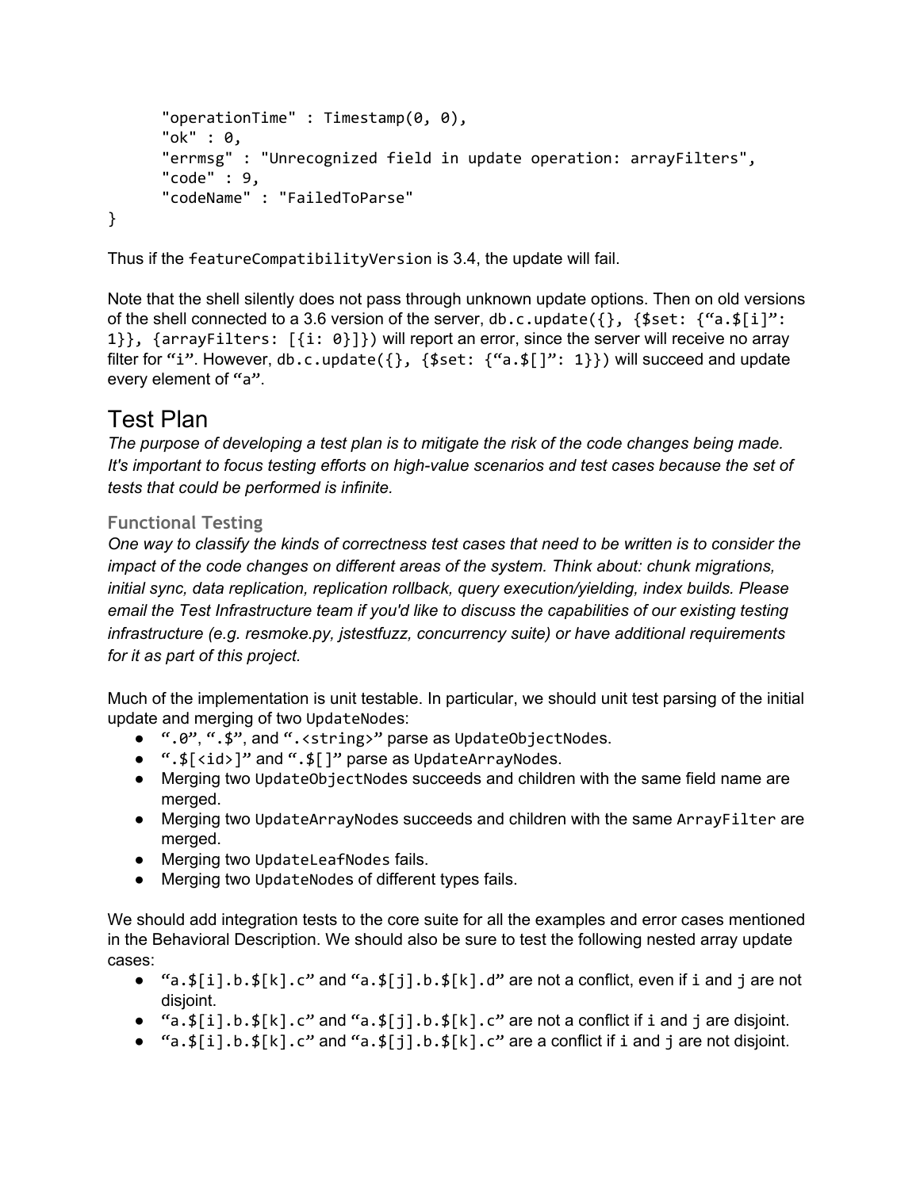```
        "operationTime" : Timestamp(0, 0),
        "ok" : 0,
        "errmsg" : "Unrecognized field in update operation: arrayFilters",
        "code" : 9,
        "codeName" : "FailedToParse"
}
```

Thus if the `featureCompatibilityVersion` is 3.4, the update will fail.

Note that the shell silently does not pass through unknown update options. Then on old versions of the shell connected to a 3.6 version of the server, `db.c.update({}, {$set: {"a.$[i]": 1}}, {arrayFilters: [{i: 0}]})` will report an error, since the server will receive no array filter for "`i`". However, `db.c.update({}, {$set: {"a.$[]": 1}})` will succeed and update every element of "`a`".

# Test Plan

*The purpose of developing a test plan is to mitigate the risk of the code changes being made. It's important to focus testing efforts on high-value scenarios and test cases because the set of tests that could be performed is infinite.*

### Functional Testing

*One way to classify the kinds of correctness test cases that need to be written is to consider the impact of the code changes on different areas of the system. Think about: chunk migrations, initial sync, data replication, replication rollback, query execution/yielding, index builds. Please email the Test Infrastructure team if you'd like to discuss the capabilities of our existing testing infrastructure (e.g. resmoke.py, jstestfuzz, concurrency suite) or have additional requirements for it as part of this project.*

Much of the implementation is unit testable. In particular, we should unit test parsing of the initial update and merging of two `UpdateNodes`:

- "`.0`", "`.$`", and "`.<string>`" parse as `UpdateObjectNodes`.
- "`.$[<id>]`" and "`.$[]`" parse as `UpdateArrayNodes`.
- Merging two `UpdateObjectNodes` succeeds and children with the same field name are merged.
- Merging two `UpdateArrayNodes` succeeds and children with the same `ArrayFilter` are merged.
- Merging two `UpdateLeafNodes` fails.
- Merging two `UpdateNodes` of different types fails.

We should add integration tests to the core suite for all the examples and error cases mentioned in the Behavioral Description. We should also be sure to test the following nested array update cases:

- "`a.$[i].b.$[k].c`" and "`a.$[j].b.$[k].d`" are not a conflict, even if `i` and `j` are not disjoint.
- "`a.$[i].b.$[k].c`" and "`a.$[j].b.$[k].c`" are not a conflict if `i` and `j` are disjoint.
- "`a.$[i].b.$[k].c`" and "`a.$[j].b.$[k].c`" are a conflict if `i` and `j` are not disjoint.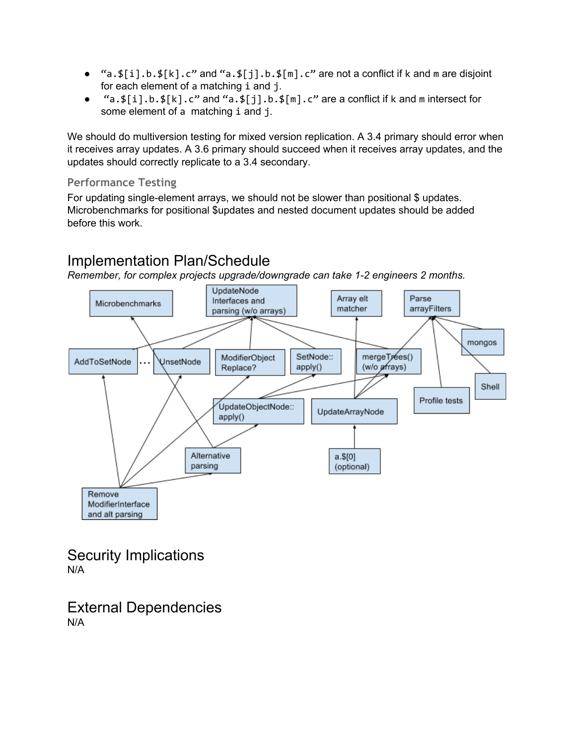- “`a.$[i].b.$[k].c`” and “`a.$[j].b.$[m].c`” are not a conflict if `k` and `m` are disjoint for each element of `a` matching `i` and `j`.
- “`a.$[i].b.$[k].c`” and “`a.$[j].b.$[m].c`” are a conflict if `k` and `m` intersect for some element of `a` matching `i` and `j`.

We should do multiversion testing for mixed version replication. A 3.4 primary should error when it receives array updates. A 3.6 primary should succeed when it receives array updates, and the updates should correctly replicate to a 3.4 secondary.

### Performance Testing

For updating single-element arrays, we should not be slower than positional $ updates. Microbenchmarks for positional $updates and nested document updates should be added before this work.

# Implementation Plan/Schedule

*Remember, for complex projects upgrade/downgrade can take 1-2 engineers 2 months.*

Microbenchmarks

UpdateNode Interfaces and parsing (w/o arrays)

Array elt matcher

Parse arrayFilters

mongos

AddToSetNode ... UnsetNode

ModifierObject Replace?

SetNode:: apply()

mergeTrees() (w/o arrays)

Shell

Profile tests

UpdateObjectNode:: apply()

UpdateArrayNode

Alternative parsing

a.$[0] (optional)

Remove ModifierInterface and alt parsing

# Security Implications

N/A

# External Dependencies

N/A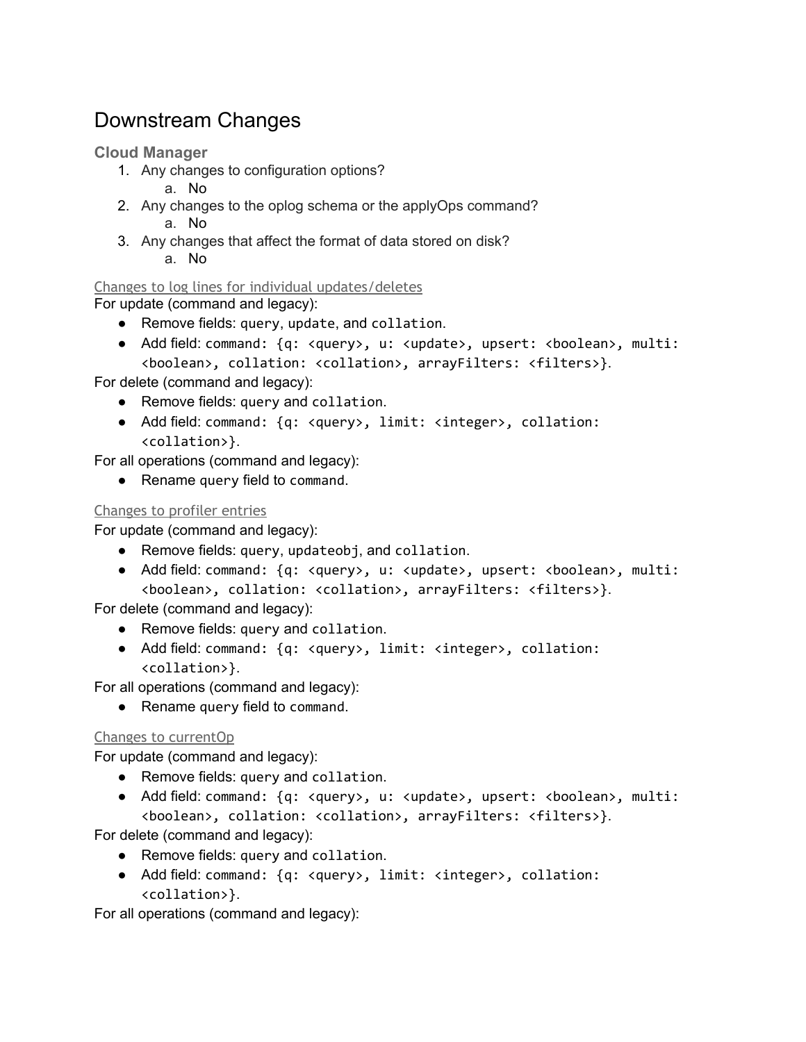# Downstream Changes

### Cloud Manager

1. Any changes to configuration options?
   a. No
2. Any changes to the oplog schema or the applyOps command?
   a. No
3. Any changes that affect the format of data stored on disk?
   a. No

#### Changes to log lines for individual updates/deletes

For update (command and legacy):

- Remove fields: `query`, `update`, and `collation`.
- Add field: `command: {q: <query>, u: <update>, upsert: <boolean>, multi: <boolean>, collation: <collation>, arrayFilters: <filters>}`.

For delete (command and legacy):

- Remove fields: `query` and `collation`.
- Add field: `command: {q: <query>, limit: <integer>, collation: <collation>}`.

For all operations (command and legacy):

- Rename `query` field to `command`.

#### Changes to profiler entries

For update (command and legacy):

- Remove fields: `query`, `updateobj`, and `collation`.
- Add field: `command: {q: <query>, u: <update>, upsert: <boolean>, multi: <boolean>, collation: <collation>, arrayFilters: <filters>}`.

For delete (command and legacy):

- Remove fields: `query` and `collation`.
- Add field: `command: {q: <query>, limit: <integer>, collation: <collation>}`.

For all operations (command and legacy):

- Rename `query` field to `command`.

#### Changes to currentOp

For update (command and legacy):

- Remove fields: `query` and `collation`.
- Add field: `command: {q: <query>, u: <update>, upsert: <boolean>, multi: <boolean>, collation: <collation>, arrayFilters: <filters>}`.

For delete (command and legacy):

- Remove fields: `query` and `collation`.
- Add field: `command: {q: <query>, limit: <integer>, collation: <collation>}`.

For all operations (command and legacy):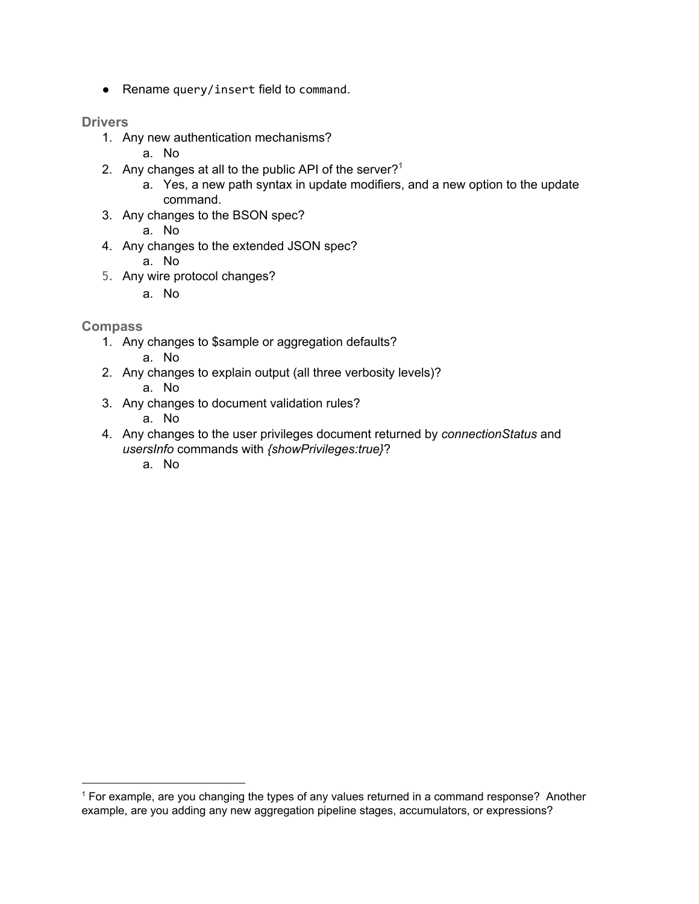- Rename `query/insert` field to `command`.

### Drivers

1. Any new authentication mechanisms?
   a. No
2. Any changes at all to the public API of the server?[1]
   a. Yes, a new path syntax in update modifiers, and a new option to the update command.
3. Any changes to the BSON spec?
   a. No
4. Any changes to the extended JSON spec?
   a. No
5. Any wire protocol changes?
   a. No

### Compass

1. Any changes to $sample or aggregation defaults?
   a. No
2. Any changes to explain output (all three verbosity levels)?
   a. No
3. Any changes to document validation rules?
   a. No
4. Any changes to the user privileges document returned by *connectionStatus* and *usersInfo* commands with *{showPrivileges:true}*?
   a. No

---

[1] For example, are you changing the types of any values returned in a command response? Another example, are you adding any new aggregation pipeline stages, accumulators, or expressions?